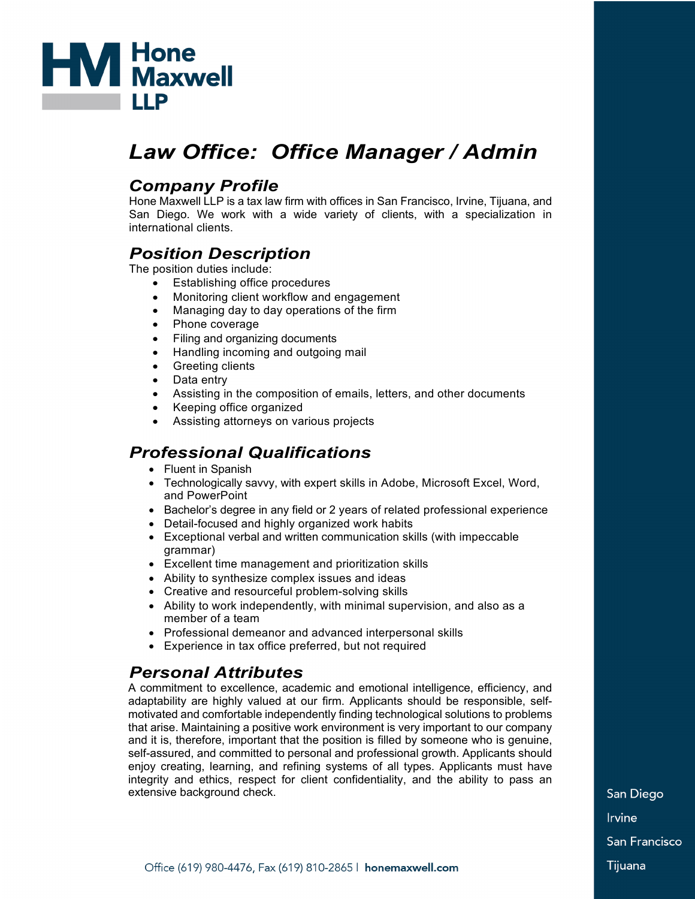Hone Maxwell LLP

# Law Office: Office Manager / Admin

## Company Profile

Hone Maxwell LLP is a tax law firm with offices in San Francisco, Irvine, Tijuana, and San Diego. We work with a wide variety of clients, with a specialization in international clients.

## Position Description

The position duties include:

- Establishing office procedures
- Monitoring client workflow and engagement
- Managing day to day operations of the firm
- Phone coverage
- Filing and organizing documents
- Handling incoming and outgoing mail
- Greeting clients
- Data entry
- Assisting in the composition of emails, letters, and other documents
- Keeping office organized
- Assisting attorneys on various projects

## Professional Qualifications

- Fluent in Spanish
- Technologically savvy, with expert skills in Adobe, Microsoft Excel, Word, and PowerPoint
- Bachelor's degree in any field or 2 years of related professional experience
- Detail-focused and highly organized work habits
- Exceptional verbal and written communication skills (with impeccable grammar)
- Excellent time management and prioritization skills
- Ability to synthesize complex issues and ideas
- Creative and resourceful problem-solving skills
- Ability to work independently, with minimal supervision, and also as a member of a team
- Professional demeanor and advanced interpersonal skills
- Experience in tax office preferred, but not required

## Personal Attributes

A commitment to excellence, academic and emotional intelligence, efficiency, and adaptability are highly valued at our firm. Applicants should be responsible, self-motivated and comfortable independently finding technological solutions to problems that arise. Maintaining a positive work environment is very important to our company and it is, therefore, important that the position is filled by someone who is genuine, self-assured, and committed to personal and professional growth. Applicants should enjoy creating, learning, and refining systems of all types. Applicants must have integrity and ethics, respect for client confidentiality, and the ability to pass an extensive background check.

San Diego
Irvine
San Francisco
Tijuana

Office (619) 980-4476, Fax (619) 810-2865 | **honemaxwell.com**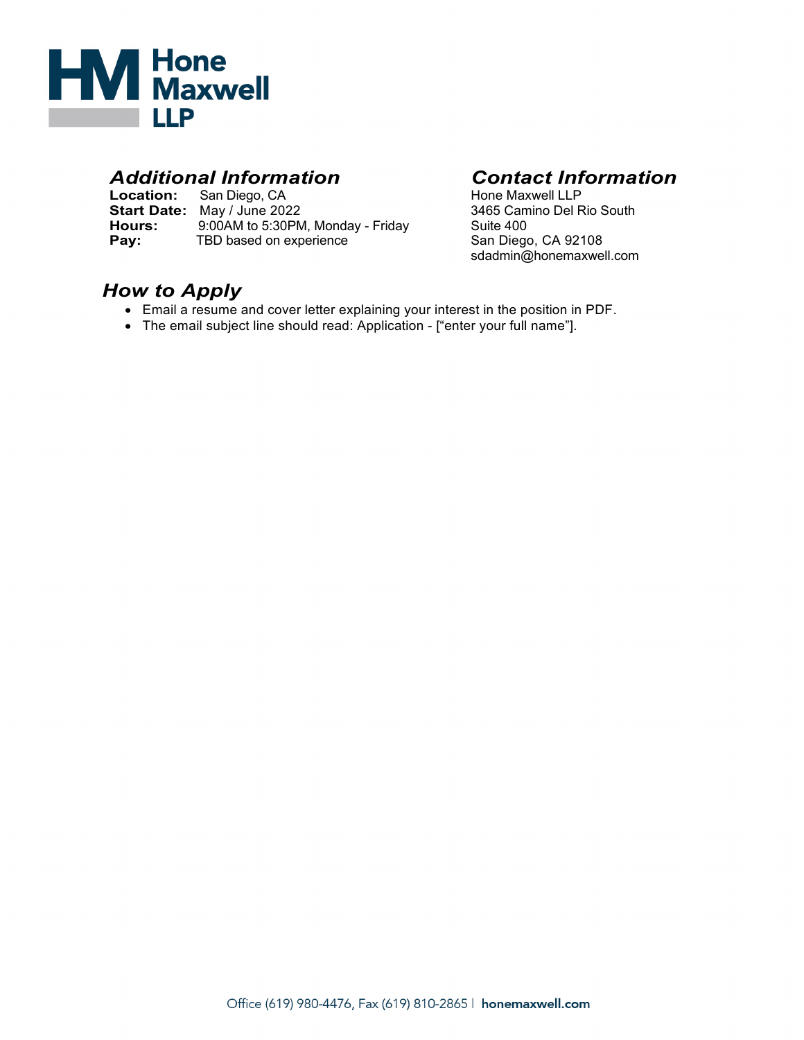Hone Maxwell LLP

## Additional Information

**Location:** San Diego, CA
**Start Date:** May / June 2022
**Hours:** 9:00AM to 5:30PM, Monday - Friday
**Pay:** TBD based on experience

## Contact Information

Hone Maxwell LLP
3465 Camino Del Rio South
Suite 400
San Diego, CA 92108
sdadmin@honemaxwell.com

## How to Apply

- Email a resume and cover letter explaining your interest in the position in PDF.
- The email subject line should read: Application - [“enter your full name”].

Office (619) 980-4476, Fax (619) 810-2865 | **honemaxwell.com**